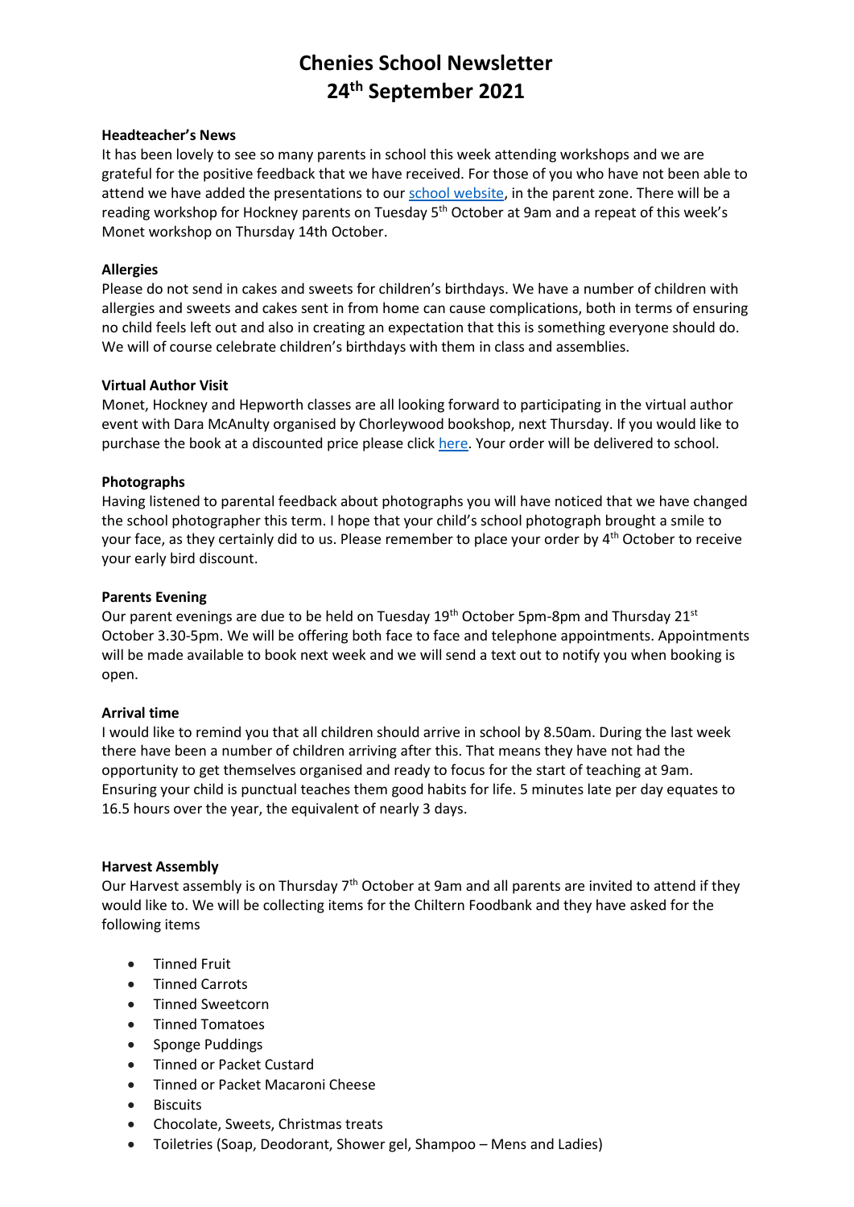# Chenies School Newsletter
# 24th September 2021

**Headteacher's News**

It has been lovely to see so many parents in school this week attending workshops and we are grateful for the positive feedback that we have received. For those of you who have not been able to attend we have added the presentations to our school website, in the parent zone. There will be a reading workshop for Hockney parents on Tuesday 5th October at 9am and a repeat of this week's Monet workshop on Thursday 14th October.

**Allergies**

Please do not send in cakes and sweets for children's birthdays. We have a number of children with allergies and sweets and cakes sent in from home can cause complications, both in terms of ensuring no child feels left out and also in creating an expectation that this is something everyone should do. We will of course celebrate children's birthdays with them in class and assemblies.

**Virtual Author Visit**

Monet, Hockney and Hepworth classes are all looking forward to participating in the virtual author event with Dara McAnulty organised by Chorleywood bookshop, next Thursday. If you would like to purchase the book at a discounted price please click here. Your order will be delivered to school.

**Photographs**

Having listened to parental feedback about photographs you will have noticed that we have changed the school photographer this term. I hope that your child's school photograph brought a smile to your face, as they certainly did to us. Please remember to place your order by 4th October to receive your early bird discount.

**Parents Evening**

Our parent evenings are due to be held on Tuesday 19th October 5pm-8pm and Thursday 21st October 3.30-5pm. We will be offering both face to face and telephone appointments. Appointments will be made available to book next week and we will send a text out to notify you when booking is open.

**Arrival time**

I would like to remind you that all children should arrive in school by 8.50am. During the last week there have been a number of children arriving after this. That means they have not had the opportunity to get themselves organised and ready to focus for the start of teaching at 9am. Ensuring your child is punctual teaches them good habits for life. 5 minutes late per day equates to 16.5 hours over the year, the equivalent of nearly 3 days.

**Harvest Assembly**

Our Harvest assembly is on Thursday 7th October at 9am and all parents are invited to attend if they would like to. We will be collecting items for the Chiltern Foodbank and they have asked for the following items

- Tinned Fruit
- Tinned Carrots
- Tinned Sweetcorn
- Tinned Tomatoes
- Sponge Puddings
- Tinned or Packet Custard
- Tinned or Packet Macaroni Cheese
- Biscuits
- Chocolate, Sweets, Christmas treats
- Toiletries (Soap, Deodorant, Shower gel, Shampoo – Mens and Ladies)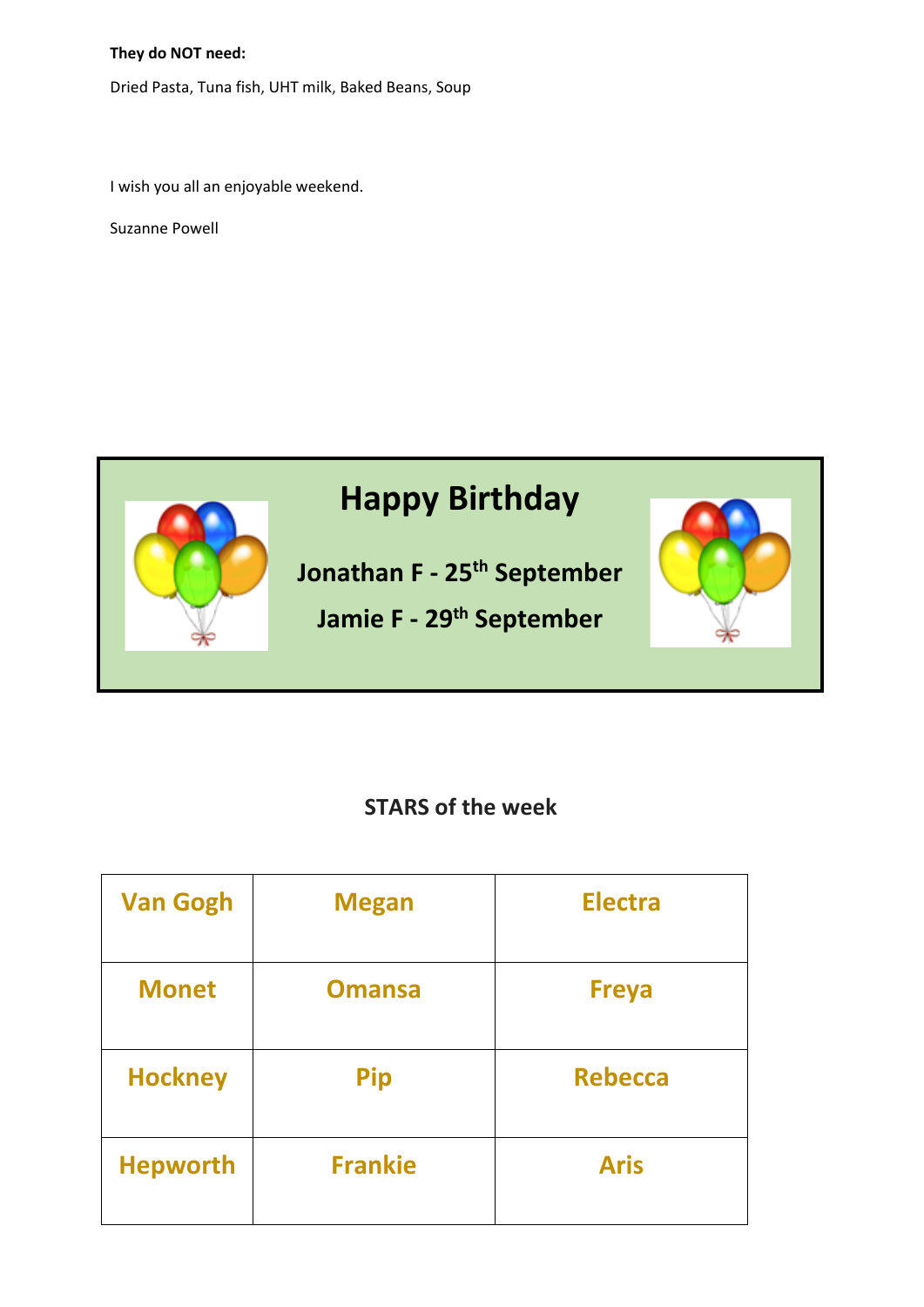**They do NOT need:**

Dried Pasta, Tuna fish, UHT milk, Baked Beans, Soup

I wish you all an enjoyable weekend.

Suzanne Powell

## Happy Birthday

**Jonathan F - 25th September**

**Jamie F - 29th September**

## STARS of the week

| | | |
|---|---|---|
| **Van Gogh** | **Megan** | **Electra** |
| **Monet** | **Omansa** | **Freya** |
| **Hockney** | **Pip** | **Rebecca** |
| **Hepworth** | **Frankie** | **Aris** |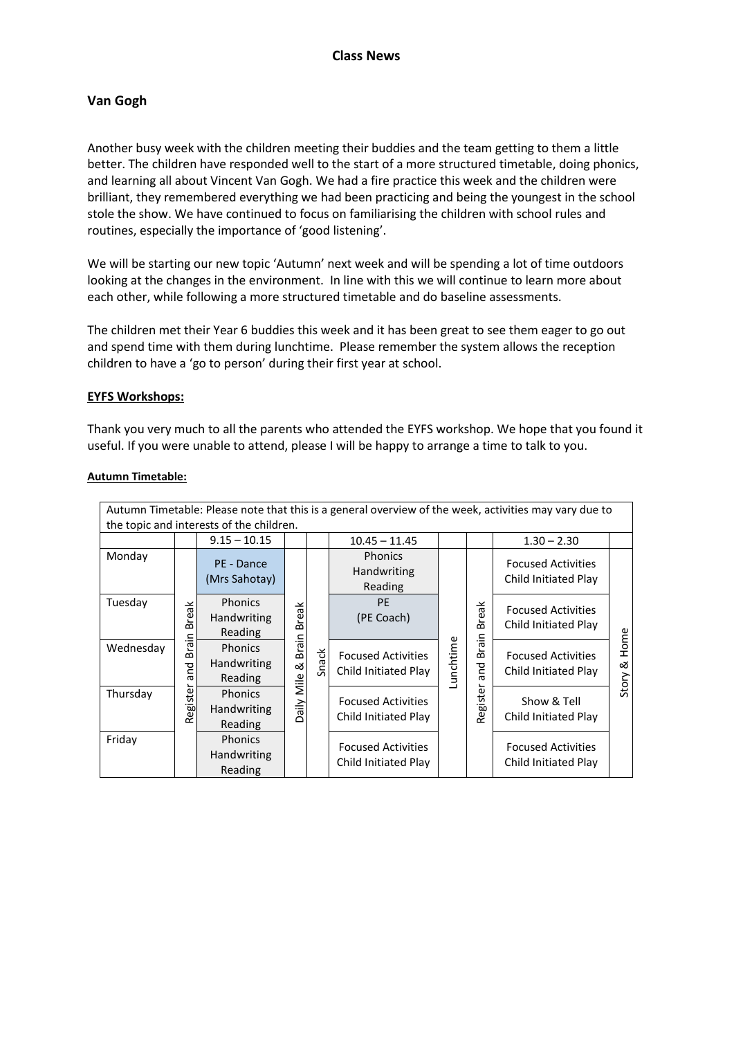## Class News

### Van Gogh

Another busy week with the children meeting their buddies and the team getting to them a little better. The children have responded well to the start of a more structured timetable, doing phonics, and learning all about Vincent Van Gogh. We had a fire practice this week and the children were brilliant, they remembered everything we had been practicing and being the youngest in the school stole the show. We have continued to focus on familiarising the children with school rules and routines, especially the importance of 'good listening'.

We will be starting our new topic 'Autumn' next week and will be spending a lot of time outdoors looking at the changes in the environment. In line with this we will continue to learn more about each other, while following a more structured timetable and do baseline assessments.

The children met their Year 6 buddies this week and it has been great to see them eager to go out and spend time with them during lunchtime. Please remember the system allows the reception children to have a 'go to person' during their first year at school.

**EYFS Workshops:**

Thank you very much to all the parents who attended the EYFS workshop. We hope that you found it useful. If you were unable to attend, please I will be happy to arrange a time to talk to you.

**Autumn Timetable:**

Autumn Timetable: Please note that this is a general overview of the week, activities may vary due to the topic and interests of the children.

| | | 9.15 – 10.15 | | | 10.45 – 11.45 | | | 1.30 – 2.30 | |
|---|---|---|---|---|---|---|---|---|---|
| Monday | Register and Brain Break | PE - Dance (Mrs Sahotay) | Daily Mile & Brain Break | Snack | Phonics Handwriting Reading | Lunchtime | Register and Brain Break | Focused Activities Child Initiated Play | Story & Home |
| Tuesday | | Phonics Handwriting Reading | | | PE (PE Coach) | | | Focused Activities Child Initiated Play | |
| Wednesday | | Phonics Handwriting Reading | | | Focused Activities Child Initiated Play | | | Focused Activities Child Initiated Play | |
| Thursday | | Phonics Handwriting Reading | | | Focused Activities Child Initiated Play | | | Show & Tell Child Initiated Play | |
| Friday | | Phonics Handwriting Reading | | | Focused Activities Child Initiated Play | | | Focused Activities Child Initiated Play | |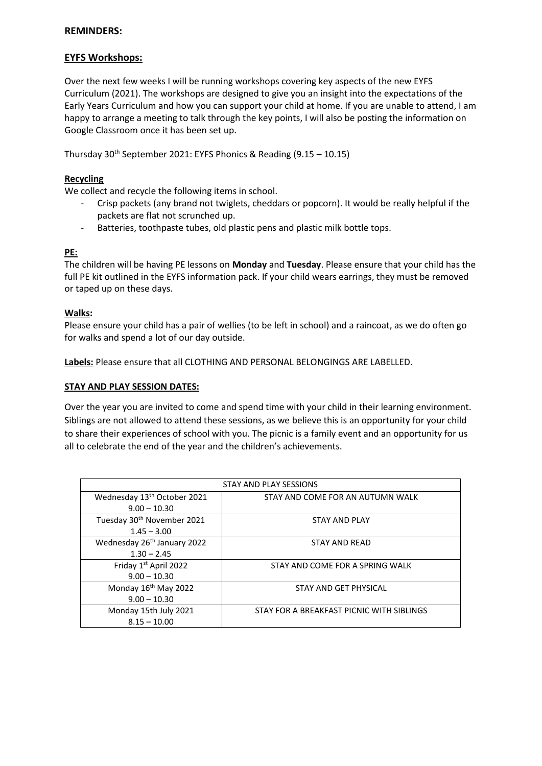## REMINDERS:

## EYFS Workshops:

Over the next few weeks I will be running workshops covering key aspects of the new EYFS Curriculum (2021). The workshops are designed to give you an insight into the expectations of the Early Years Curriculum and how you can support your child at home. If you are unable to attend, I am happy to arrange a meeting to talk through the key points, I will also be posting the information on Google Classroom once it has been set up.

Thursday 30th September 2021: EYFS Phonics & Reading (9.15 – 10.15)

### Recycling

We collect and recycle the following items in school.

- Crisp packets (any brand not twiglets, cheddars or popcorn). It would be really helpful if the packets are flat not scrunched up.
- Batteries, toothpaste tubes, old plastic pens and plastic milk bottle tops.

### PE:

The children will be having PE lessons on **Monday** and **Tuesday**. Please ensure that your child has the full PE kit outlined in the EYFS information pack. If your child wears earrings, they must be removed or taped up on these days.

### Walks:

Please ensure your child has a pair of wellies (to be left in school) and a raincoat, as we do often go for walks and spend a lot of our day outside.

**Labels:** Please ensure that all CLOTHING AND PERSONAL BELONGINGS ARE LABELLED.

### STAY AND PLAY SESSION DATES:

Over the year you are invited to come and spend time with your child in their learning environment. Siblings are not allowed to attend these sessions, as we believe this is an opportunity for your child to share their experiences of school with you. The picnic is a family event and an opportunity for us all to celebrate the end of the year and the children's achievements.

| STAY AND PLAY SESSIONS | |
|---|---|
| Wednesday 13th October 2021<br>9.00 – 10.30 | STAY AND COME FOR AN AUTUMN WALK |
| Tuesday 30th November 2021<br>1.45 – 3.00 | STAY AND PLAY |
| Wednesday 26th January 2022<br>1.30 – 2.45 | STAY AND READ |
| Friday 1st April 2022<br>9.00 – 10.30 | STAY AND COME FOR A SPRING WALK |
| Monday 16th May 2022<br>9.00 – 10.30 | STAY AND GET PHYSICAL |
| Monday 15th July 2021<br>8.15 – 10.00 | STAY FOR A BREAKFAST PICNIC WITH SIBLINGS |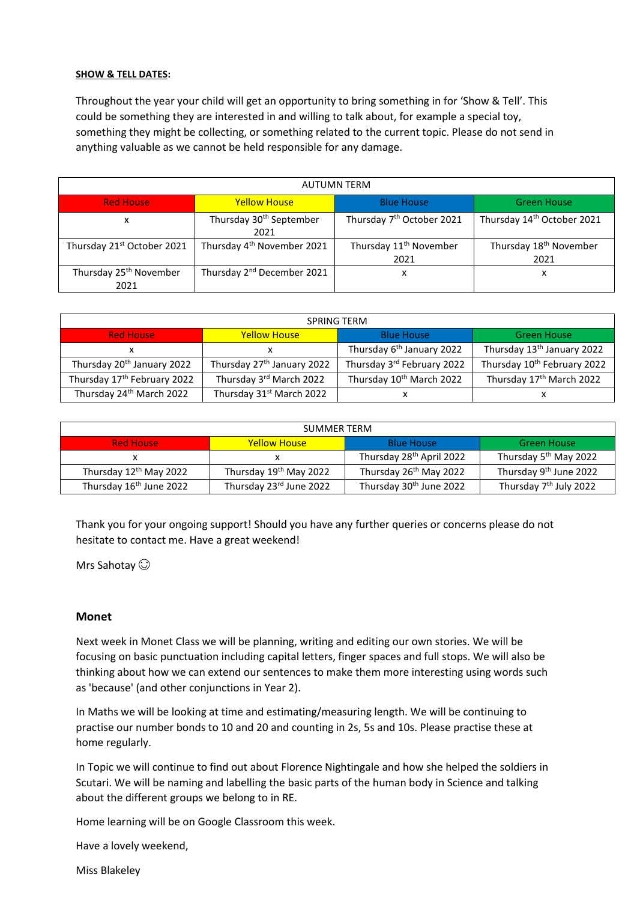**SHOW & TELL DATES:**

Throughout the year your child will get an opportunity to bring something in for 'Show & Tell'. This could be something they are interested in and willing to talk about, for example a special toy, something they might be collecting, or something related to the current topic. Please do not send in anything valuable as we cannot be held responsible for any damage.

| AUTUMN TERM | | | |
|---|---|---|---|
| Red House | Yellow House | Blue House | Green House |
| x | Thursday 30th September 2021 | Thursday 7th October 2021 | Thursday 14th October 2021 |
| Thursday 21st October 2021 | Thursday 4th November 2021 | Thursday 11th November 2021 | Thursday 18th November 2021 |
| Thursday 25th November 2021 | Thursday 2nd December 2021 | x | x |

| SPRING TERM | | | |
|---|---|---|---|
| Red House | Yellow House | Blue House | Green House |
| x | x | Thursday 6th January 2022 | Thursday 13th January 2022 |
| Thursday 20th January 2022 | Thursday 27th January 2022 | Thursday 3rd February 2022 | Thursday 10th February 2022 |
| Thursday 17th February 2022 | Thursday 3rd March 2022 | Thursday 10th March 2022 | Thursday 17th March 2022 |
| Thursday 24th March 2022 | Thursday 31st March 2022 | x | x |

| SUMMER TERM | | | |
|---|---|---|---|
| Red House | Yellow House | Blue House | Green House |
| x | x | Thursday 28th April 2022 | Thursday 5th May 2022 |
| Thursday 12th May 2022 | Thursday 19th May 2022 | Thursday 26th May 2022 | Thursday 9th June 2022 |
| Thursday 16th June 2022 | Thursday 23rd June 2022 | Thursday 30th June 2022 | Thursday 7th July 2022 |

Thank you for your ongoing support! Should you have any further queries or concerns please do not hesitate to contact me. Have a great weekend!

Mrs Sahotay ☺

**Monet**

Next week in Monet Class we will be planning, writing and editing our own stories. We will be focusing on basic punctuation including capital letters, finger spaces and full stops. We will also be thinking about how we can extend our sentences to make them more interesting using words such as 'because' (and other conjunctions in Year 2).

In Maths we will be looking at time and estimating/measuring length. We will be continuing to practise our number bonds to 10 and 20 and counting in 2s, 5s and 10s. Please practise these at home regularly.

In Topic we will continue to find out about Florence Nightingale and how she helped the soldiers in Scutari. We will be naming and labelling the basic parts of the human body in Science and talking about the different groups we belong to in RE.

Home learning will be on Google Classroom this week.

Have a lovely weekend,

Miss Blakeley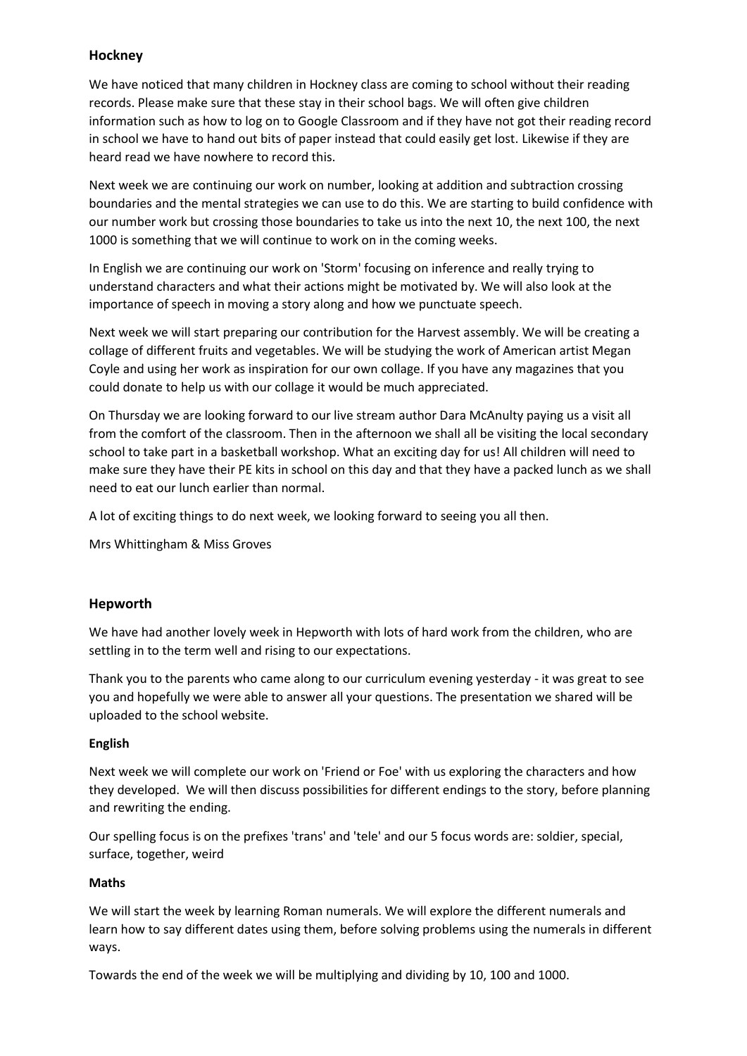## Hockney

We have noticed that many children in Hockney class are coming to school without their reading records. Please make sure that these stay in their school bags. We will often give children information such as how to log on to Google Classroom and if they have not got their reading record in school we have to hand out bits of paper instead that could easily get lost. Likewise if they are heard read we have nowhere to record this.

Next week we are continuing our work on number, looking at addition and subtraction crossing boundaries and the mental strategies we can use to do this. We are starting to build confidence with our number work but crossing those boundaries to take us into the next 10, the next 100, the next 1000 is something that we will continue to work on in the coming weeks.

In English we are continuing our work on 'Storm' focusing on inference and really trying to understand characters and what their actions might be motivated by. We will also look at the importance of speech in moving a story along and how we punctuate speech.

Next week we will start preparing our contribution for the Harvest assembly. We will be creating a collage of different fruits and vegetables. We will be studying the work of American artist Megan Coyle and using her work as inspiration for our own collage. If you have any magazines that you could donate to help us with our collage it would be much appreciated.

On Thursday we are looking forward to our live stream author Dara McAnulty paying us a visit all from the comfort of the classroom. Then in the afternoon we shall all be visiting the local secondary school to take part in a basketball workshop. What an exciting day for us! All children will need to make sure they have their PE kits in school on this day and that they have a packed lunch as we shall need to eat our lunch earlier than normal.

A lot of exciting things to do next week, we looking forward to seeing you all then.

Mrs Whittingham & Miss Groves

## Hepworth

We have had another lovely week in Hepworth with lots of hard work from the children, who are settling in to the term well and rising to our expectations.

Thank you to the parents who came along to our curriculum evening yesterday - it was great to see you and hopefully we were able to answer all your questions. The presentation we shared will be uploaded to the school website.

### English

Next week we will complete our work on 'Friend or Foe' with us exploring the characters and how they developed. We will then discuss possibilities for different endings to the story, before planning and rewriting the ending.

Our spelling focus is on the prefixes 'trans' and 'tele' and our 5 focus words are: soldier, special, surface, together, weird

### Maths

We will start the week by learning Roman numerals. We will explore the different numerals and learn how to say different dates using them, before solving problems using the numerals in different ways.

Towards the end of the week we will be multiplying and dividing by 10, 100 and 1000.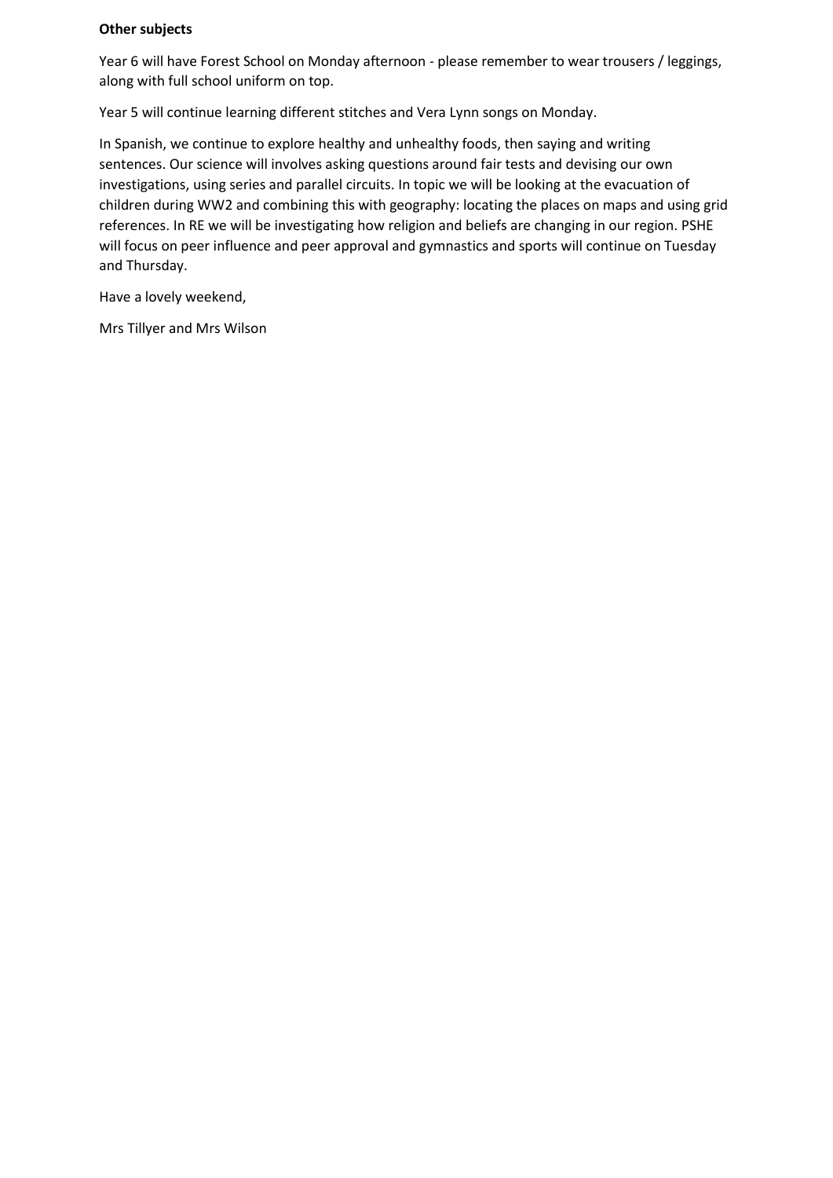**Other subjects**

Year 6 will have Forest School on Monday afternoon - please remember to wear trousers / leggings, along with full school uniform on top.

Year 5 will continue learning different stitches and Vera Lynn songs on Monday.

In Spanish, we continue to explore healthy and unhealthy foods, then saying and writing sentences. Our science will involves asking questions around fair tests and devising our own investigations, using series and parallel circuits. In topic we will be looking at the evacuation of children during WW2 and combining this with geography: locating the places on maps and using grid references. In RE we will be investigating how religion and beliefs are changing in our region. PSHE will focus on peer influence and peer approval and gymnastics and sports will continue on Tuesday and Thursday.

Have a lovely weekend,

Mrs Tillyer and Mrs Wilson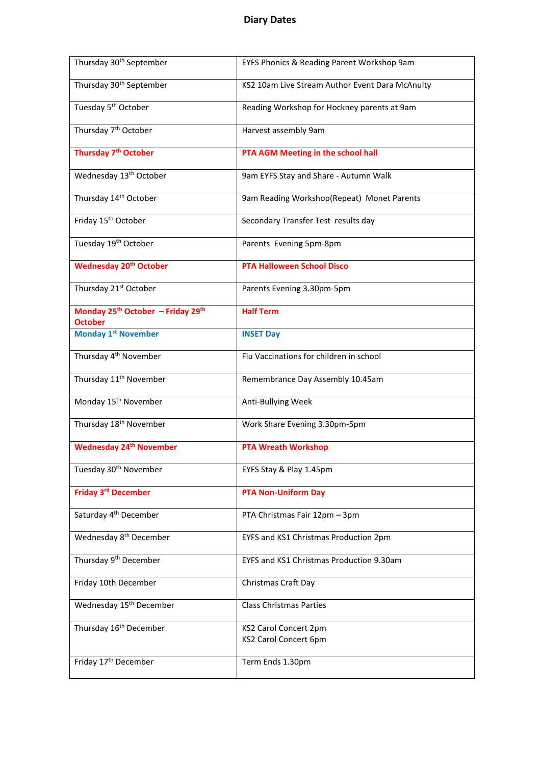# Diary Dates

| | |
|---|---|
| Thursday 30th September | EYFS Phonics & Reading Parent Workshop 9am |
| Thursday 30th September | KS2 10am Live Stream Author Event Dara McAnulty |
| Tuesday 5th October | Reading Workshop for Hockney parents at 9am |
| Thursday 7th October | Harvest assembly 9am |
| **Thursday 7th October** | **PTA AGM Meeting in the school hall** |
| Wednesday 13th October | 9am EYFS Stay and Share - Autumn Walk |
| Thursday 14th October | 9am Reading Workshop(Repeat) Monet Parents |
| Friday 15th October | Secondary Transfer Test results day |
| Tuesday 19th October | Parents Evening 5pm-8pm |
| **Wednesday 20th October** | **PTA Halloween School Disco** |
| Thursday 21st October | Parents Evening 3.30pm-5pm |
| **Monday 25th October – Friday 29th October** | **Half Term** |
| **Monday 1st November** | **INSET Day** |
| Thursday 4th November | Flu Vaccinations for children in school |
| Thursday 11th November | Remembrance Day Assembly 10.45am |
| Monday 15th November | Anti-Bullying Week |
| Thursday 18th November | Work Share Evening 3.30pm-5pm |
| **Wednesday 24th November** | **PTA Wreath Workshop** |
| Tuesday 30th November | EYFS Stay & Play 1.45pm |
| **Friday 3rd December** | **PTA Non-Uniform Day** |
| Saturday 4th December | PTA Christmas Fair 12pm – 3pm |
| Wednesday 8th December | EYFS and KS1 Christmas Production 2pm |
| Thursday 9th December | EYFS and KS1 Christmas Production 9.30am |
| Friday 10th December | Christmas Craft Day |
| Wednesday 15th December | Class Christmas Parties |
| Thursday 16th December | KS2 Carol Concert 2pm<br>KS2 Carol Concert 6pm |
| Friday 17th December | Term Ends 1.30pm |